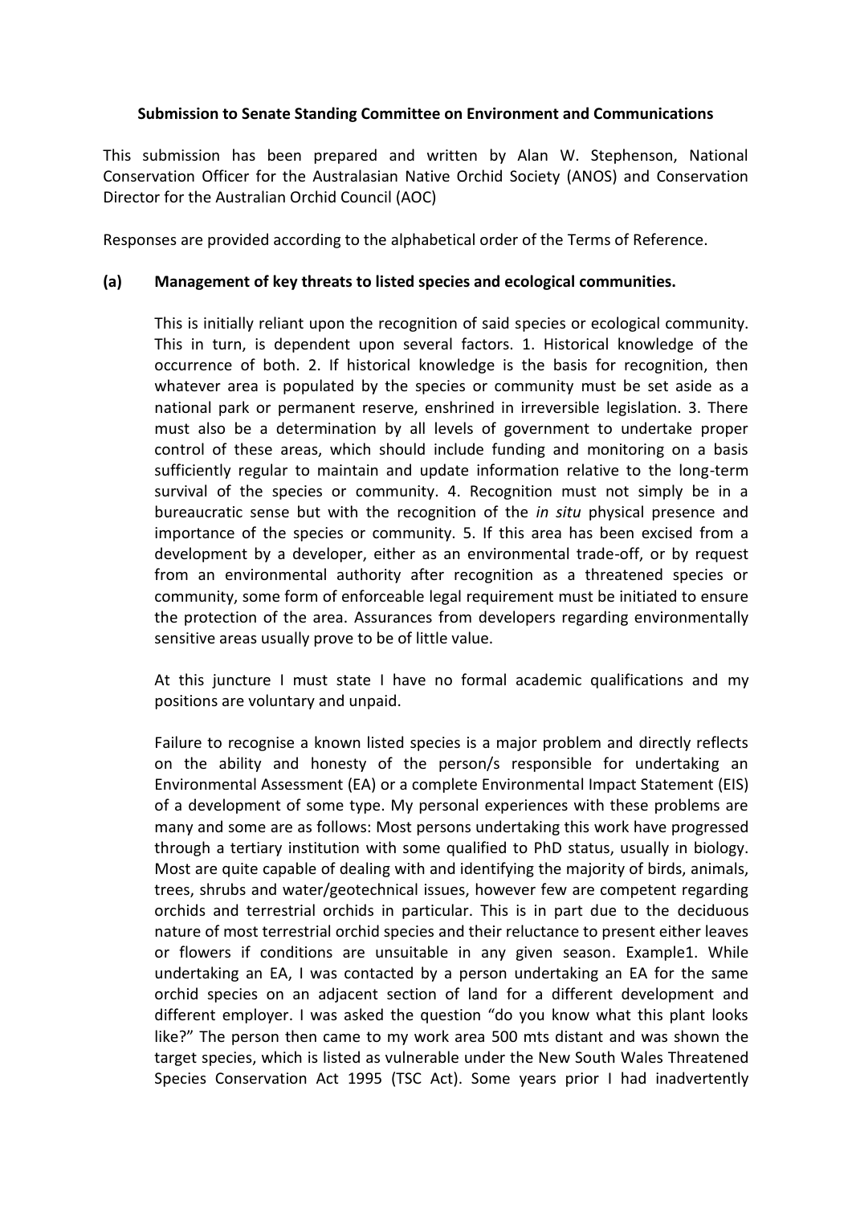**Submission to Senate Standing Committee on Environment and Communications**

This submission has been prepared and written by Alan W. Stephenson, National Conservation Officer for the Australasian Native Orchid Society (ANOS) and Conservation Director for the Australian Orchid Council (AOC)

Responses are provided according to the alphabetical order of the Terms of Reference.

**(a) Management of key threats to listed species and ecological communities.**

This is initially reliant upon the recognition of said species or ecological community. This in turn, is dependent upon several factors. 1. Historical knowledge of the occurrence of both. 2. If historical knowledge is the basis for recognition, then whatever area is populated by the species or community must be set aside as a national park or permanent reserve, enshrined in irreversible legislation. 3. There must also be a determination by all levels of government to undertake proper control of these areas, which should include funding and monitoring on a basis sufficiently regular to maintain and update information relative to the long-term survival of the species or community. 4. Recognition must not simply be in a bureaucratic sense but with the recognition of the *in situ* physical presence and importance of the species or community. 5. If this area has been excised from a development by a developer, either as an environmental trade-off, or by request from an environmental authority after recognition as a threatened species or community, some form of enforceable legal requirement must be initiated to ensure the protection of the area. Assurances from developers regarding environmentally sensitive areas usually prove to be of little value.

At this juncture I must state I have no formal academic qualifications and my positions are voluntary and unpaid.

Failure to recognise a known listed species is a major problem and directly reflects on the ability and honesty of the person/s responsible for undertaking an Environmental Assessment (EA) or a complete Environmental Impact Statement (EIS) of a development of some type. My personal experiences with these problems are many and some are as follows: Most persons undertaking this work have progressed through a tertiary institution with some qualified to PhD status, usually in biology. Most are quite capable of dealing with and identifying the majority of birds, animals, trees, shrubs and water/geotechnical issues, however few are competent regarding orchids and terrestrial orchids in particular. This is in part due to the deciduous nature of most terrestrial orchid species and their reluctance to present either leaves or flowers if conditions are unsuitable in any given season. Example1. While undertaking an EA, I was contacted by a person undertaking an EA for the same orchid species on an adjacent section of land for a different development and different employer. I was asked the question "do you know what this plant looks like?" The person then came to my work area 500 mts distant and was shown the target species, which is listed as vulnerable under the New South Wales Threatened Species Conservation Act 1995 (TSC Act). Some years prior I had inadvertently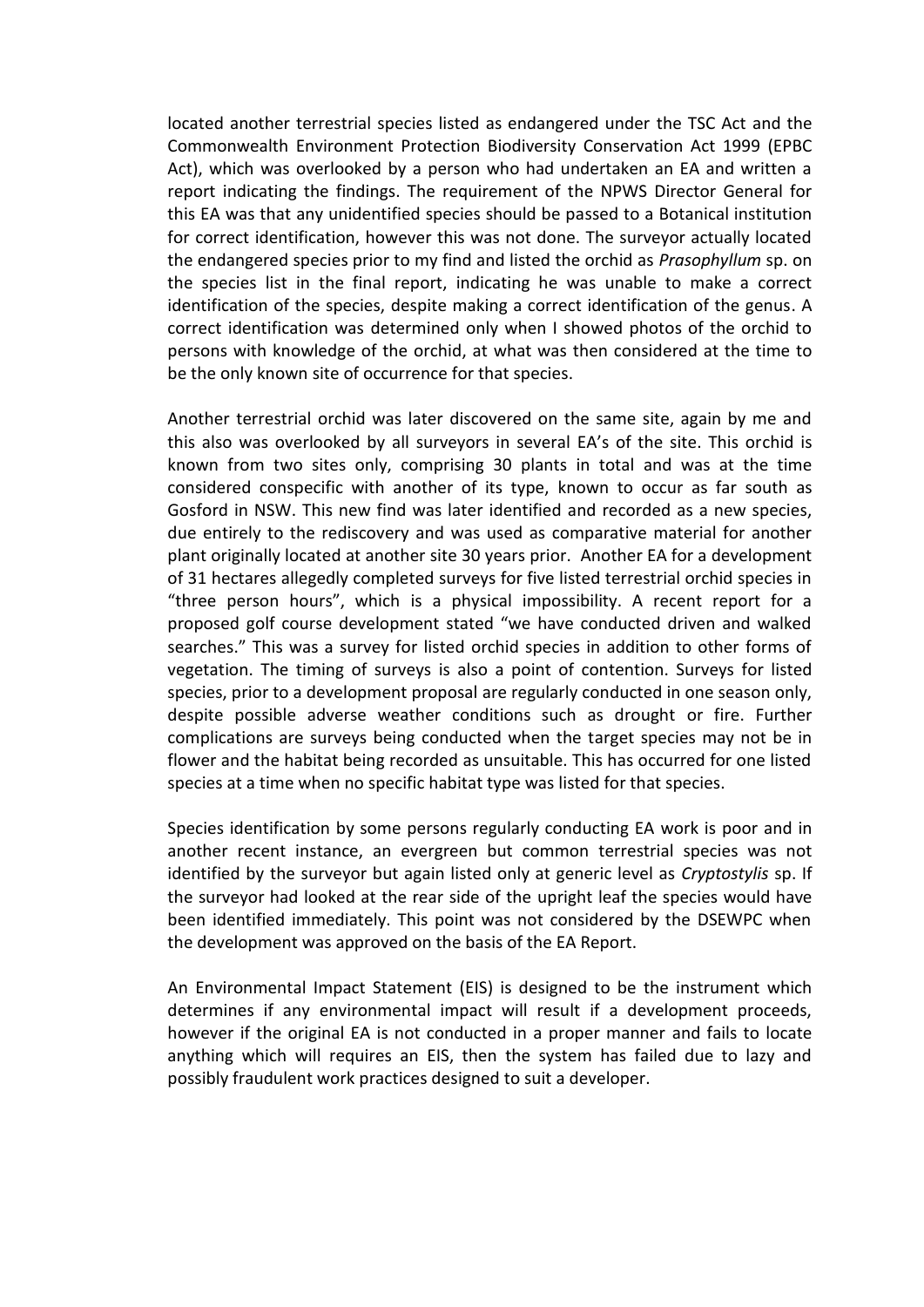located another terrestrial species listed as endangered under the TSC Act and the Commonwealth Environment Protection Biodiversity Conservation Act 1999 (EPBC Act), which was overlooked by a person who had undertaken an EA and written a report indicating the findings. The requirement of the NPWS Director General for this EA was that any unidentified species should be passed to a Botanical institution for correct identification, however this was not done. The surveyor actually located the endangered species prior to my find and listed the orchid as *Prasophyllum* sp. on the species list in the final report, indicating he was unable to make a correct identification of the species, despite making a correct identification of the genus. A correct identification was determined only when I showed photos of the orchid to persons with knowledge of the orchid, at what was then considered at the time to be the only known site of occurrence for that species.

Another terrestrial orchid was later discovered on the same site, again by me and this also was overlooked by all surveyors in several EA's of the site. This orchid is known from two sites only, comprising 30 plants in total and was at the time considered conspecific with another of its type, known to occur as far south as Gosford in NSW. This new find was later identified and recorded as a new species, due entirely to the rediscovery and was used as comparative material for another plant originally located at another site 30 years prior. Another EA for a development of 31 hectares allegedly completed surveys for five listed terrestrial orchid species in "three person hours", which is a physical impossibility. A recent report for a proposed golf course development stated "we have conducted driven and walked searches." This was a survey for listed orchid species in addition to other forms of vegetation. The timing of surveys is also a point of contention. Surveys for listed species, prior to a development proposal are regularly conducted in one season only, despite possible adverse weather conditions such as drought or fire. Further complications are surveys being conducted when the target species may not be in flower and the habitat being recorded as unsuitable. This has occurred for one listed species at a time when no specific habitat type was listed for that species.

Species identification by some persons regularly conducting EA work is poor and in another recent instance, an evergreen but common terrestrial species was not identified by the surveyor but again listed only at generic level as *Cryptostylis* sp. If the surveyor had looked at the rear side of the upright leaf the species would have been identified immediately. This point was not considered by the DSEWPC when the development was approved on the basis of the EA Report.

An Environmental Impact Statement (EIS) is designed to be the instrument which determines if any environmental impact will result if a development proceeds, however if the original EA is not conducted in a proper manner and fails to locate anything which will requires an EIS, then the system has failed due to lazy and possibly fraudulent work practices designed to suit a developer.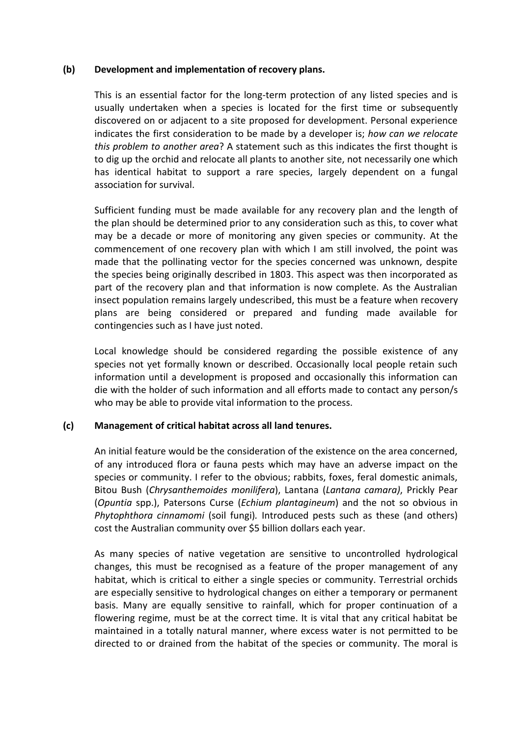**(b) Development and implementation of recovery plans.**

This is an essential factor for the long-term protection of any listed species and is usually undertaken when a species is located for the first time or subsequently discovered on or adjacent to a site proposed for development. Personal experience indicates the first consideration to be made by a developer is; *how can we relocate this problem to another area*? A statement such as this indicates the first thought is to dig up the orchid and relocate all plants to another site, not necessarily one which has identical habitat to support a rare species, largely dependent on a fungal association for survival.

Sufficient funding must be made available for any recovery plan and the length of the plan should be determined prior to any consideration such as this, to cover what may be a decade or more of monitoring any given species or community. At the commencement of one recovery plan with which I am still involved, the point was made that the pollinating vector for the species concerned was unknown, despite the species being originally described in 1803. This aspect was then incorporated as part of the recovery plan and that information is now complete. As the Australian insect population remains largely undescribed, this must be a feature when recovery plans are being considered or prepared and funding made available for contingencies such as I have just noted.

Local knowledge should be considered regarding the possible existence of any species not yet formally known or described. Occasionally local people retain such information until a development is proposed and occasionally this information can die with the holder of such information and all efforts made to contact any person/s who may be able to provide vital information to the process.

**(c) Management of critical habitat across all land tenures.**

An initial feature would be the consideration of the existence on the area concerned, of any introduced flora or fauna pests which may have an adverse impact on the species or community. I refer to the obvious; rabbits, foxes, feral domestic animals, Bitou Bush (*Chrysanthemoides monilifera*), Lantana (*Lantana camara)*, Prickly Pear (*Opuntia* spp.), Patersons Curse (*Echium plantagineum*) and the not so obvious in *Phytophthora cinnamomi* (soil fungi)*.* Introduced pests such as these (and others) cost the Australian community over $5 billion dollars each year.

As many species of native vegetation are sensitive to uncontrolled hydrological changes, this must be recognised as a feature of the proper management of any habitat, which is critical to either a single species or community. Terrestrial orchids are especially sensitive to hydrological changes on either a temporary or permanent basis. Many are equally sensitive to rainfall, which for proper continuation of a flowering regime, must be at the correct time. It is vital that any critical habitat be maintained in a totally natural manner, where excess water is not permitted to be directed to or drained from the habitat of the species or community. The moral is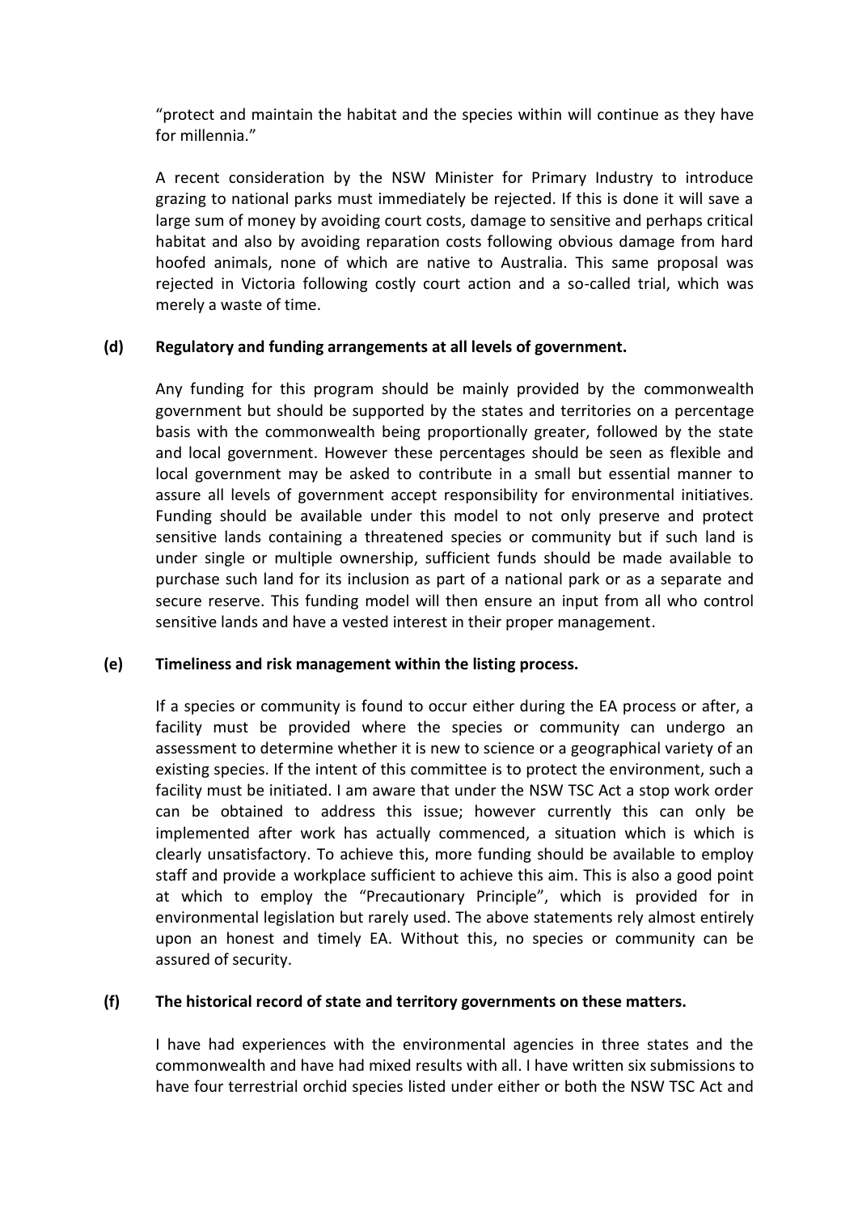"protect and maintain the habitat and the species within will continue as they have for millennia."

A recent consideration by the NSW Minister for Primary Industry to introduce grazing to national parks must immediately be rejected. If this is done it will save a large sum of money by avoiding court costs, damage to sensitive and perhaps critical habitat and also by avoiding reparation costs following obvious damage from hard hoofed animals, none of which are native to Australia. This same proposal was rejected in Victoria following costly court action and a so-called trial, which was merely a waste of time.

**(d) Regulatory and funding arrangements at all levels of government.**

Any funding for this program should be mainly provided by the commonwealth government but should be supported by the states and territories on a percentage basis with the commonwealth being proportionally greater, followed by the state and local government. However these percentages should be seen as flexible and local government may be asked to contribute in a small but essential manner to assure all levels of government accept responsibility for environmental initiatives. Funding should be available under this model to not only preserve and protect sensitive lands containing a threatened species or community but if such land is under single or multiple ownership, sufficient funds should be made available to purchase such land for its inclusion as part of a national park or as a separate and secure reserve. This funding model will then ensure an input from all who control sensitive lands and have a vested interest in their proper management.

**(e) Timeliness and risk management within the listing process.**

If a species or community is found to occur either during the EA process or after, a facility must be provided where the species or community can undergo an assessment to determine whether it is new to science or a geographical variety of an existing species. If the intent of this committee is to protect the environment, such a facility must be initiated. I am aware that under the NSW TSC Act a stop work order can be obtained to address this issue; however currently this can only be implemented after work has actually commenced, a situation which is which is clearly unsatisfactory. To achieve this, more funding should be available to employ staff and provide a workplace sufficient to achieve this aim. This is also a good point at which to employ the "Precautionary Principle", which is provided for in environmental legislation but rarely used. The above statements rely almost entirely upon an honest and timely EA. Without this, no species or community can be assured of security.

**(f) The historical record of state and territory governments on these matters.**

I have had experiences with the environmental agencies in three states and the commonwealth and have had mixed results with all. I have written six submissions to have four terrestrial orchid species listed under either or both the NSW TSC Act and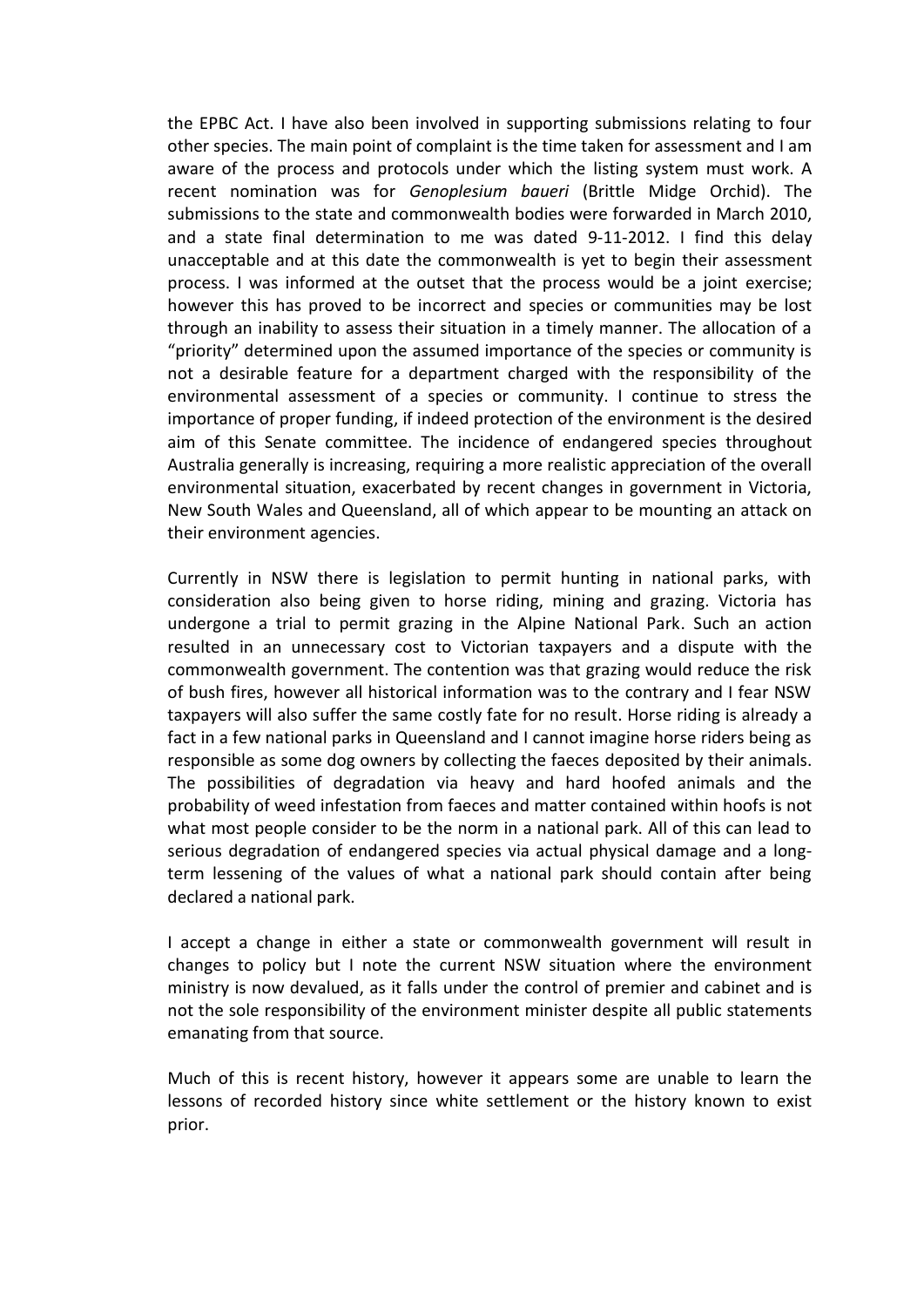the EPBC Act. I have also been involved in supporting submissions relating to four other species. The main point of complaint is the time taken for assessment and I am aware of the process and protocols under which the listing system must work. A recent nomination was for *Genoplesium baueri* (Brittle Midge Orchid). The submissions to the state and commonwealth bodies were forwarded in March 2010, and a state final determination to me was dated 9-11-2012. I find this delay unacceptable and at this date the commonwealth is yet to begin their assessment process. I was informed at the outset that the process would be a joint exercise; however this has proved to be incorrect and species or communities may be lost through an inability to assess their situation in a timely manner. The allocation of a "priority" determined upon the assumed importance of the species or community is not a desirable feature for a department charged with the responsibility of the environmental assessment of a species or community. I continue to stress the importance of proper funding, if indeed protection of the environment is the desired aim of this Senate committee. The incidence of endangered species throughout Australia generally is increasing, requiring a more realistic appreciation of the overall environmental situation, exacerbated by recent changes in government in Victoria, New South Wales and Queensland, all of which appear to be mounting an attack on their environment agencies.

Currently in NSW there is legislation to permit hunting in national parks, with consideration also being given to horse riding, mining and grazing. Victoria has undergone a trial to permit grazing in the Alpine National Park. Such an action resulted in an unnecessary cost to Victorian taxpayers and a dispute with the commonwealth government. The contention was that grazing would reduce the risk of bush fires, however all historical information was to the contrary and I fear NSW taxpayers will also suffer the same costly fate for no result. Horse riding is already a fact in a few national parks in Queensland and I cannot imagine horse riders being as responsible as some dog owners by collecting the faeces deposited by their animals. The possibilities of degradation via heavy and hard hoofed animals and the probability of weed infestation from faeces and matter contained within hoofs is not what most people consider to be the norm in a national park. All of this can lead to serious degradation of endangered species via actual physical damage and a long-term lessening of the values of what a national park should contain after being declared a national park.

I accept a change in either a state or commonwealth government will result in changes to policy but I note the current NSW situation where the environment ministry is now devalued, as it falls under the control of premier and cabinet and is not the sole responsibility of the environment minister despite all public statements emanating from that source.

Much of this is recent history, however it appears some are unable to learn the lessons of recorded history since white settlement or the history known to exist prior.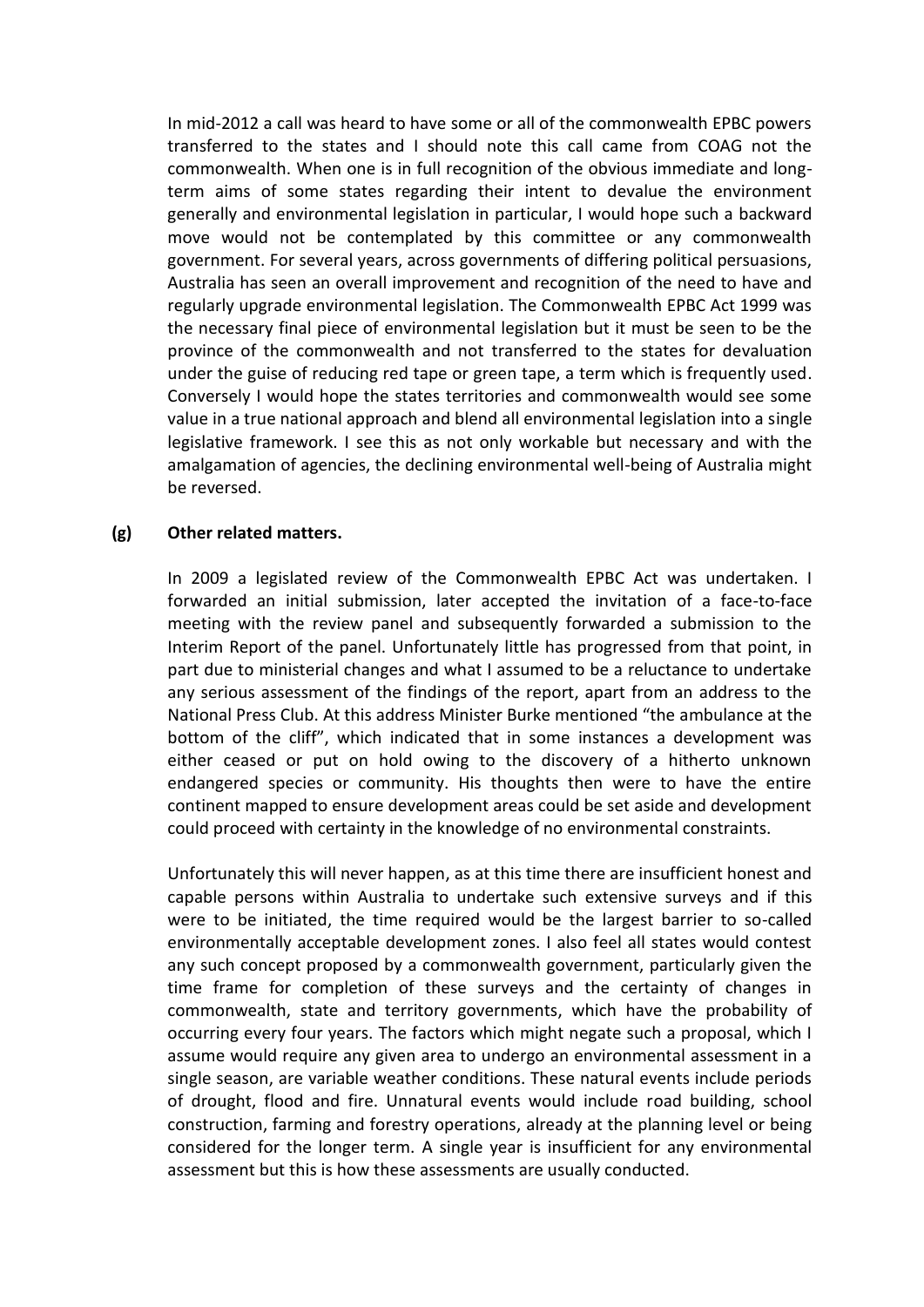In mid-2012 a call was heard to have some or all of the commonwealth EPBC powers transferred to the states and I should note this call came from COAG not the commonwealth. When one is in full recognition of the obvious immediate and long-term aims of some states regarding their intent to devalue the environment generally and environmental legislation in particular, I would hope such a backward move would not be contemplated by this committee or any commonwealth government. For several years, across governments of differing political persuasions, Australia has seen an overall improvement and recognition of the need to have and regularly upgrade environmental legislation. The Commonwealth EPBC Act 1999 was the necessary final piece of environmental legislation but it must be seen to be the province of the commonwealth and not transferred to the states for devaluation under the guise of reducing red tape or green tape, a term which is frequently used. Conversely I would hope the states territories and commonwealth would see some value in a true national approach and blend all environmental legislation into a single legislative framework. I see this as not only workable but necessary and with the amalgamation of agencies, the declining environmental well-being of Australia might be reversed.

**(g) Other related matters.**

In 2009 a legislated review of the Commonwealth EPBC Act was undertaken. I forwarded an initial submission, later accepted the invitation of a face-to-face meeting with the review panel and subsequently forwarded a submission to the Interim Report of the panel. Unfortunately little has progressed from that point, in part due to ministerial changes and what I assumed to be a reluctance to undertake any serious assessment of the findings of the report, apart from an address to the National Press Club. At this address Minister Burke mentioned "the ambulance at the bottom of the cliff", which indicated that in some instances a development was either ceased or put on hold owing to the discovery of a hitherto unknown endangered species or community. His thoughts then were to have the entire continent mapped to ensure development areas could be set aside and development could proceed with certainty in the knowledge of no environmental constraints.

Unfortunately this will never happen, as at this time there are insufficient honest and capable persons within Australia to undertake such extensive surveys and if this were to be initiated, the time required would be the largest barrier to so-called environmentally acceptable development zones. I also feel all states would contest any such concept proposed by a commonwealth government, particularly given the time frame for completion of these surveys and the certainty of changes in commonwealth, state and territory governments, which have the probability of occurring every four years. The factors which might negate such a proposal, which I assume would require any given area to undergo an environmental assessment in a single season, are variable weather conditions. These natural events include periods of drought, flood and fire. Unnatural events would include road building, school construction, farming and forestry operations, already at the planning level or being considered for the longer term. A single year is insufficient for any environmental assessment but this is how these assessments are usually conducted.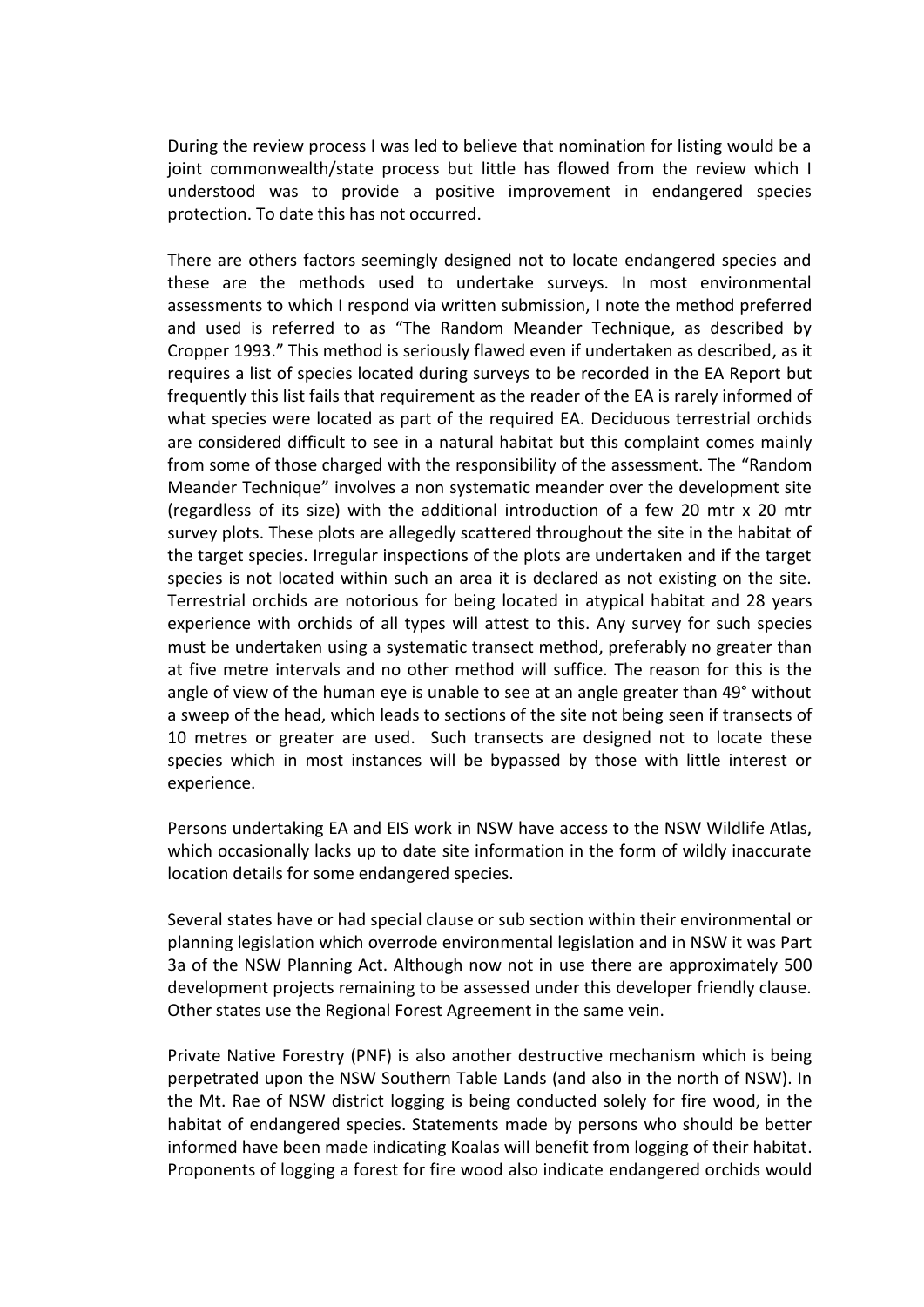During the review process I was led to believe that nomination for listing would be a joint commonwealth/state process but little has flowed from the review which I understood was to provide a positive improvement in endangered species protection. To date this has not occurred.

There are others factors seemingly designed not to locate endangered species and these are the methods used to undertake surveys. In most environmental assessments to which I respond via written submission, I note the method preferred and used is referred to as "The Random Meander Technique, as described by Cropper 1993." This method is seriously flawed even if undertaken as described, as it requires a list of species located during surveys to be recorded in the EA Report but frequently this list fails that requirement as the reader of the EA is rarely informed of what species were located as part of the required EA. Deciduous terrestrial orchids are considered difficult to see in a natural habitat but this complaint comes mainly from some of those charged with the responsibility of the assessment. The "Random Meander Technique" involves a non systematic meander over the development site (regardless of its size) with the additional introduction of a few 20 mtr x 20 mtr survey plots. These plots are allegedly scattered throughout the site in the habitat of the target species. Irregular inspections of the plots are undertaken and if the target species is not located within such an area it is declared as not existing on the site. Terrestrial orchids are notorious for being located in atypical habitat and 28 years experience with orchids of all types will attest to this. Any survey for such species must be undertaken using a systematic transect method, preferably no greater than at five metre intervals and no other method will suffice. The reason for this is the angle of view of the human eye is unable to see at an angle greater than 49° without a sweep of the head, which leads to sections of the site not being seen if transects of 10 metres or greater are used. Such transects are designed not to locate these species which in most instances will be bypassed by those with little interest or experience.

Persons undertaking EA and EIS work in NSW have access to the NSW Wildlife Atlas, which occasionally lacks up to date site information in the form of wildly inaccurate location details for some endangered species.

Several states have or had special clause or sub section within their environmental or planning legislation which overrode environmental legislation and in NSW it was Part 3a of the NSW Planning Act. Although now not in use there are approximately 500 development projects remaining to be assessed under this developer friendly clause. Other states use the Regional Forest Agreement in the same vein.

Private Native Forestry (PNF) is also another destructive mechanism which is being perpetrated upon the NSW Southern Table Lands (and also in the north of NSW). In the Mt. Rae of NSW district logging is being conducted solely for fire wood, in the habitat of endangered species. Statements made by persons who should be better informed have been made indicating Koalas will benefit from logging of their habitat. Proponents of logging a forest for fire wood also indicate endangered orchids would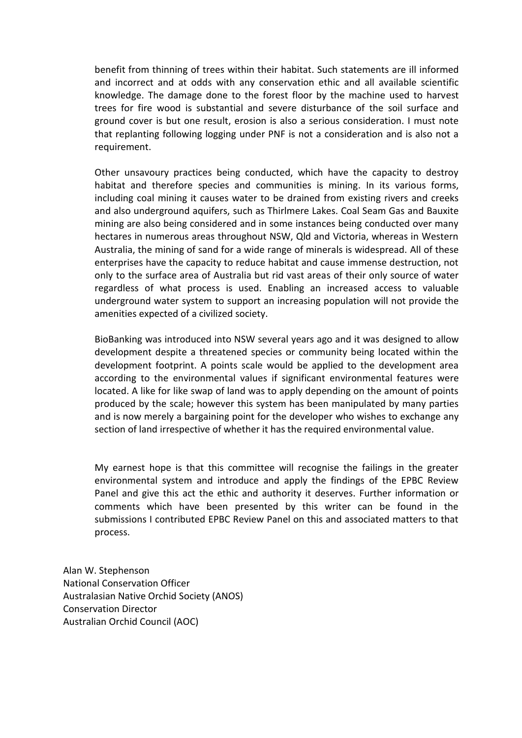benefit from thinning of trees within their habitat. Such statements are ill informed and incorrect and at odds with any conservation ethic and all available scientific knowledge. The damage done to the forest floor by the machine used to harvest trees for fire wood is substantial and severe disturbance of the soil surface and ground cover is but one result, erosion is also a serious consideration. I must note that replanting following logging under PNF is not a consideration and is also not a requirement.

Other unsavoury practices being conducted, which have the capacity to destroy habitat and therefore species and communities is mining. In its various forms, including coal mining it causes water to be drained from existing rivers and creeks and also underground aquifers, such as Thirlmere Lakes. Coal Seam Gas and Bauxite mining are also being considered and in some instances being conducted over many hectares in numerous areas throughout NSW, Qld and Victoria, whereas in Western Australia, the mining of sand for a wide range of minerals is widespread. All of these enterprises have the capacity to reduce habitat and cause immense destruction, not only to the surface area of Australia but rid vast areas of their only source of water regardless of what process is used. Enabling an increased access to valuable underground water system to support an increasing population will not provide the amenities expected of a civilized society.

BioBanking was introduced into NSW several years ago and it was designed to allow development despite a threatened species or community being located within the development footprint. A points scale would be applied to the development area according to the environmental values if significant environmental features were located. A like for like swap of land was to apply depending on the amount of points produced by the scale; however this system has been manipulated by many parties and is now merely a bargaining point for the developer who wishes to exchange any section of land irrespective of whether it has the required environmental value.

My earnest hope is that this committee will recognise the failings in the greater environmental system and introduce and apply the findings of the EPBC Review Panel and give this act the ethic and authority it deserves. Further information or comments which have been presented by this writer can be found in the submissions I contributed EPBC Review Panel on this and associated matters to that process.

Alan W. Stephenson
National Conservation Officer
Australasian Native Orchid Society (ANOS)
Conservation Director
Australian Orchid Council (AOC)